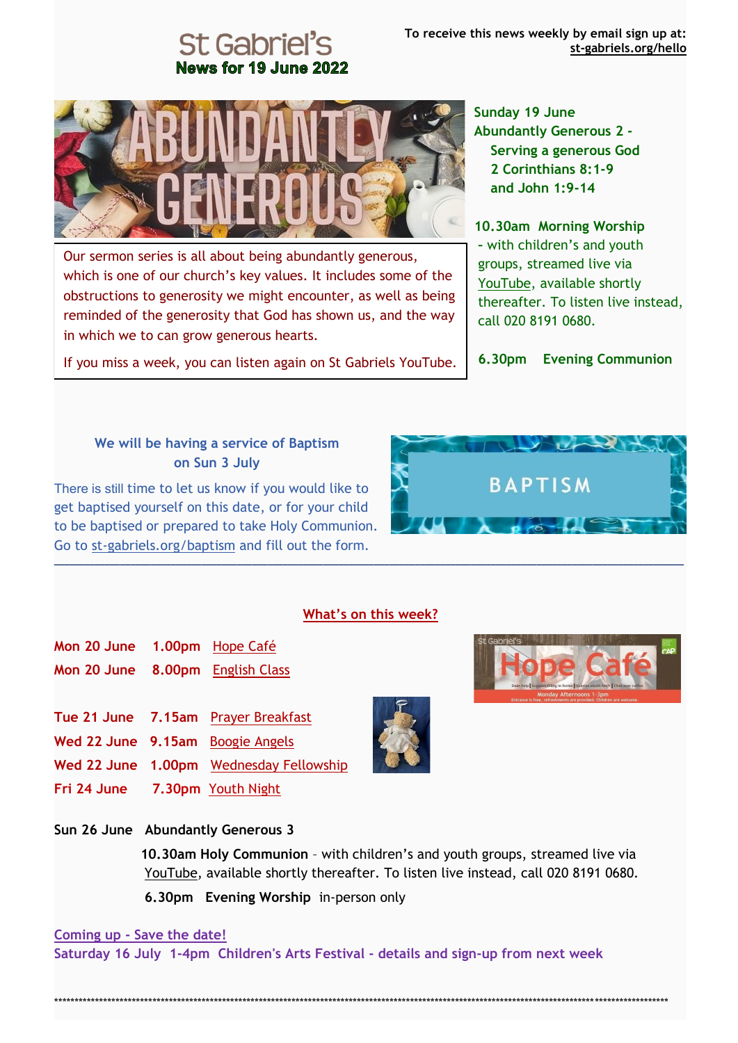# St Gabriel's
## News for 19 June 2022

To receive this news weekly by email sign up at: st-gabriels.org/hello

Our sermon series is all about being abundantly generous, which is one of our church's key values. It includes some of the obstructions to generosity we might encounter, as well as being reminded of the generosity that God has shown us, and the way in which we to can grow generous hearts.

If you miss a week, you can listen again on St Gabriels YouTube.

**Sunday 19 June**
**Abundantly Generous 2 - Serving a generous God**
**2 Corinthians 8:1-9 and John 1:9-14**

**10.30am Morning Worship** - with children's and youth groups, streamed live via YouTube, available shortly thereafter. To listen live instead, call 020 8191 0680.

**6.30pm Evening Communion**

**We will be having a service of Baptism on Sun 3 July**

There is still time to let us know if you would like to get baptised yourself on this date, or for your child to be baptised or prepared to take Holy Communion. Go to st-gabriels.org/baptism and fill out the form.

---

## What's on this week?

**Mon 20 June** **1.00pm** Hope Café
**Mon 20 June** **8.00pm** English Class

**Tue 21 June** **7.15am** Prayer Breakfast
**Wed 22 June** **9.15am** Boogie Angels
**Wed 22 June** **1.00pm** Wednesday Fellowship
**Fri 24 June** **7.30pm** Youth Night

**Sun 26 June Abundantly Generous 3**

**10.30am Holy Communion** – with children's and youth groups, streamed live via YouTube, available shortly thereafter. To listen live instead, call 020 8191 0680.

**6.30pm Evening Worship** in-person only

**Coming up - Save the date!**
**Saturday 16 July 1-4pm Children's Arts Festival - details and sign-up from next week**

*****************************************************************************************************************************************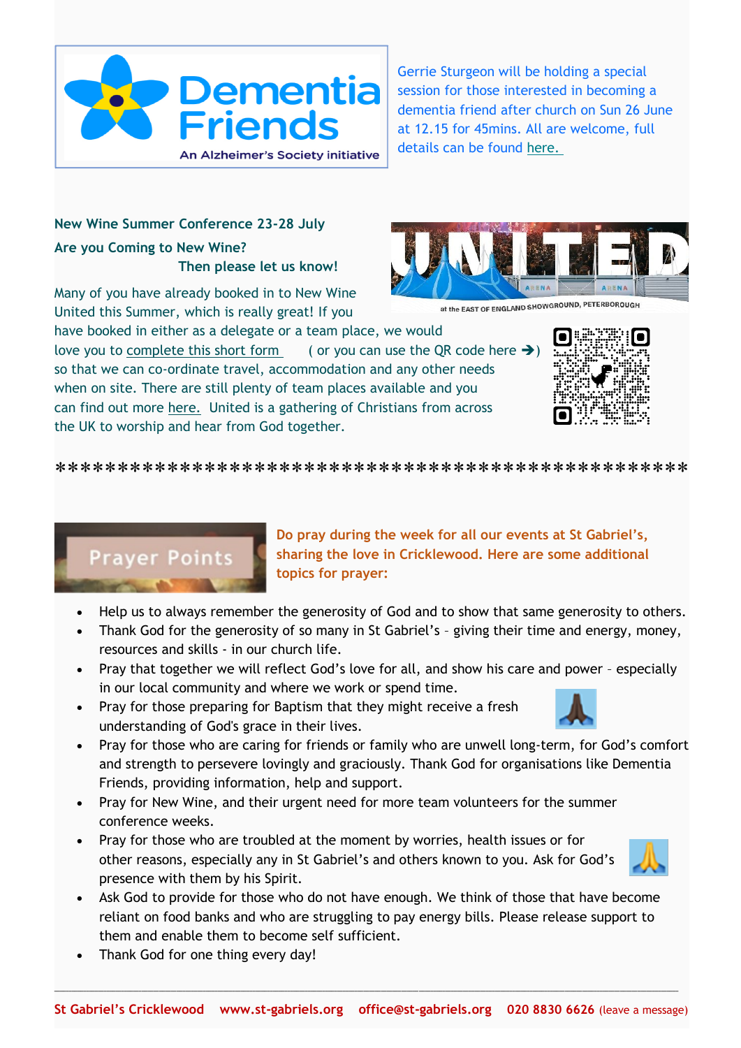Dementia Friends
An Alzheimer's Society initiative

Gerrie Sturgeon will be holding a special session for those interested in becoming a dementia friend after church on Sun 26 June at 12.15 for 45mins. All are welcome, full details can be found here.

**New Wine Summer Conference 23-28 July**

**Are you Coming to New Wine?**
**Then please let us know!**

UNITED
at the EAST OF ENGLAND SHOWGROUND, PETERBOROUGH

Many of you have already booked in to New Wine United this Summer, which is really great! If you have booked in either as a delegate or a team place, we would love you to complete this short form ( or you can use the QR code here ➔) so that we can co-ordinate travel, accommodation and any other needs when on site. There are still plenty of team places available and you can find out more here. United is a gathering of Christians from across the UK to worship and hear from God together.

**************************************************

## Prayer Points

**Do pray during the week for all our events at St Gabriel's, sharing the love in Cricklewood. Here are some additional topics for prayer:**

- Help us to always remember the generosity of God and to show that same generosity to others.
- Thank God for the generosity of so many in St Gabriel's – giving their time and energy, money, resources and skills - in our church life.
- Pray that together we will reflect God's love for all, and show his care and power – especially in our local community and where we work or spend time.
- Pray for those preparing for Baptism that they might receive a fresh understanding of God's grace in their lives.
- Pray for those who are caring for friends or family who are unwell long-term, for God's comfort and strength to persevere lovingly and graciously. Thank God for organisations like Dementia Friends, providing information, help and support.
- Pray for New Wine, and their urgent need for more team volunteers for the summer conference weeks.
- Pray for those who are troubled at the moment by worries, health issues or for other reasons, especially any in St Gabriel's and others known to you. Ask for God's presence with them by his Spirit.
- Ask God to provide for those who do not have enough. We think of those that have become reliant on food banks and who are struggling to pay energy bills. Please release support to them and enable them to become self sufficient.
- Thank God for one thing every day!

**St Gabriel's Cricklewood** **www.st-gabriels.org** **office@st-gabriels.org** **020 8830 6626** (leave a message)